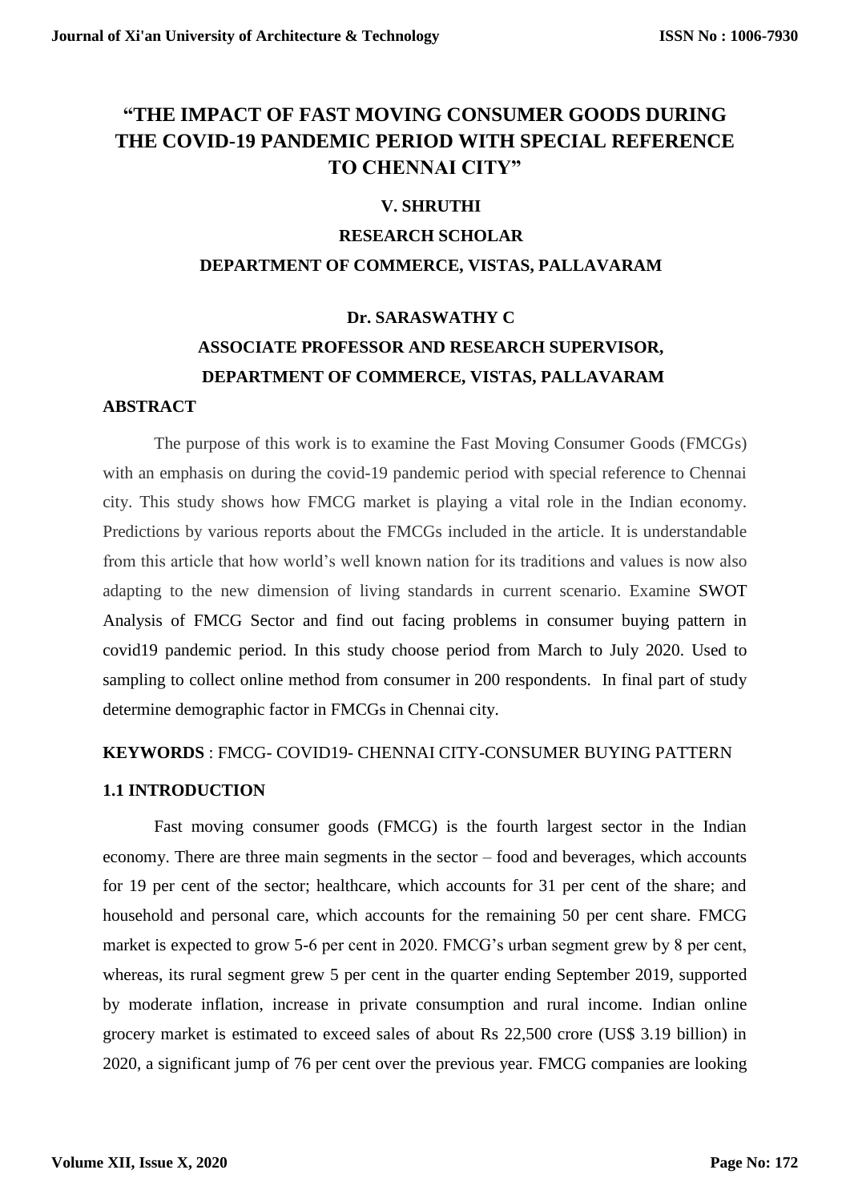# "THE IMPACT OF FAST MOVING CONSUMER GOODS DURING THE COVID-19 PANDEMIC PERIOD WITH SPECIAL REFERENCE TO CHENNAI CITY"

**V. SHRUTHI**

**RESEARCH SCHOLAR**

**DEPARTMENT OF COMMERCE, VISTAS, PALLAVARAM**

**Dr. SARASWATHY C**

**ASSOCIATE PROFESSOR AND RESEARCH SUPERVISOR,**

**DEPARTMENT OF COMMERCE, VISTAS, PALLAVARAM**

## ABSTRACT

The purpose of this work is to examine the Fast Moving Consumer Goods (FMCGs) with an emphasis on during the covid-19 pandemic period with special reference to Chennai city. This study shows how FMCG market is playing a vital role in the Indian economy. Predictions by various reports about the FMCGs included in the article. It is understandable from this article that how world's well known nation for its traditions and values is now also adapting to the new dimension of living standards in current scenario. Examine SWOT Analysis of FMCG Sector and find out facing problems in consumer buying pattern in covid19 pandemic period. In this study choose period from March to July 2020. Used to sampling to collect online method from consumer in 200 respondents. In final part of study determine demographic factor in FMCGs in Chennai city.

**KEYWORDS** : FMCG- COVID19- CHENNAI CITY-CONSUMER BUYING PATTERN

## 1.1 INTRODUCTION

Fast moving consumer goods (FMCG) is the fourth largest sector in the Indian economy. There are three main segments in the sector – food and beverages, which accounts for 19 per cent of the sector; healthcare, which accounts for 31 per cent of the share; and household and personal care, which accounts for the remaining 50 per cent share. FMCG market is expected to grow 5-6 per cent in 2020. FMCG's urban segment grew by 8 per cent, whereas, its rural segment grew 5 per cent in the quarter ending September 2019, supported by moderate inflation, increase in private consumption and rural income. Indian online grocery market is estimated to exceed sales of about Rs 22,500 crore (US$ 3.19 billion) in 2020, a significant jump of 76 per cent over the previous year. FMCG companies are looking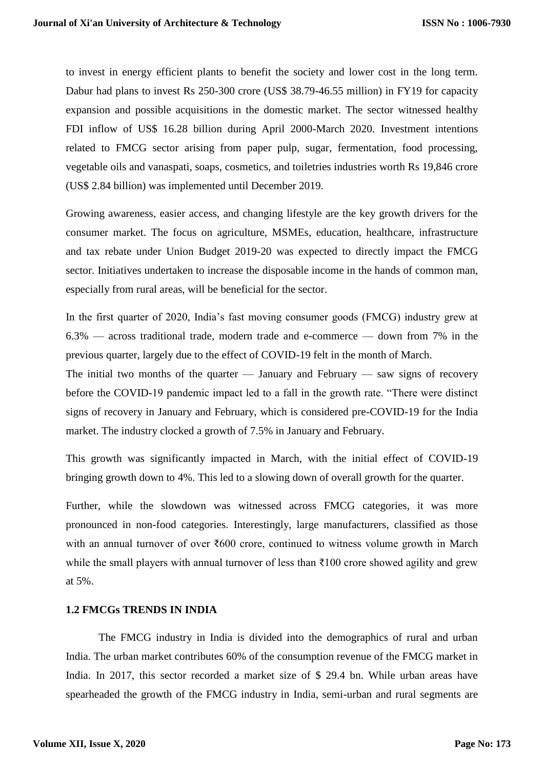to invest in energy efficient plants to benefit the society and lower cost in the long term. Dabur had plans to invest Rs 250-300 crore (US$ 38.79-46.55 million) in FY19 for capacity expansion and possible acquisitions in the domestic market. The sector witnessed healthy FDI inflow of US$ 16.28 billion during April 2000-March 2020. Investment intentions related to FMCG sector arising from paper pulp, sugar, fermentation, food processing, vegetable oils and vanaspati, soaps, cosmetics, and toiletries industries worth Rs 19,846 crore (US$ 2.84 billion) was implemented until December 2019.

Growing awareness, easier access, and changing lifestyle are the key growth drivers for the consumer market. The focus on agriculture, MSMEs, education, healthcare, infrastructure and tax rebate under Union Budget 2019-20 was expected to directly impact the FMCG sector. Initiatives undertaken to increase the disposable income in the hands of common man, especially from rural areas, will be beneficial for the sector.

In the first quarter of 2020, India's fast moving consumer goods (FMCG) industry grew at 6.3% — across traditional trade, modern trade and e-commerce — down from 7% in the previous quarter, largely due to the effect of COVID-19 felt in the month of March.
The initial two months of the quarter — January and February — saw signs of recovery before the COVID-19 pandemic impact led to a fall in the growth rate. "There were distinct signs of recovery in January and February, which is considered pre-COVID-19 for the India market. The industry clocked a growth of 7.5% in January and February.

This growth was significantly impacted in March, with the initial effect of COVID-19 bringing growth down to 4%. This led to a slowing down of overall growth for the quarter.

Further, while the slowdown was witnessed across FMCG categories, it was more pronounced in non-food categories. Interestingly, large manufacturers, classified as those with an annual turnover of over ₹600 crore, continued to witness volume growth in March while the small players with annual turnover of less than ₹100 crore showed agility and grew at 5%.

### 1.2 FMCGs TRENDS IN INDIA

The FMCG industry in India is divided into the demographics of rural and urban India. The urban market contributes 60% of the consumption revenue of the FMCG market in India. In 2017, this sector recorded a market size of $ 29.4 bn. While urban areas have spearheaded the growth of the FMCG industry in India, semi-urban and rural segments are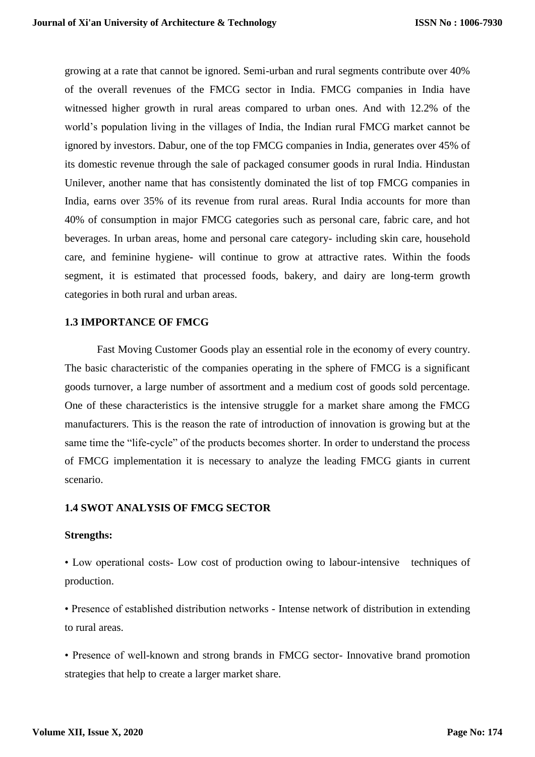growing at a rate that cannot be ignored. Semi-urban and rural segments contribute over 40% of the overall revenues of the FMCG sector in India. FMCG companies in India have witnessed higher growth in rural areas compared to urban ones. And with 12.2% of the world's population living in the villages of India, the Indian rural FMCG market cannot be ignored by investors. Dabur, one of the top FMCG companies in India, generates over 45% of its domestic revenue through the sale of packaged consumer goods in rural India. Hindustan Unilever, another name that has consistently dominated the list of top FMCG companies in India, earns over 35% of its revenue from rural areas. Rural India accounts for more than 40% of consumption in major FMCG categories such as personal care, fabric care, and hot beverages. In urban areas, home and personal care category- including skin care, household care, and feminine hygiene- will continue to grow at attractive rates. Within the foods segment, it is estimated that processed foods, bakery, and dairy are long-term growth categories in both rural and urban areas.

### 1.3 IMPORTANCE OF FMCG

Fast Moving Customer Goods play an essential role in the economy of every country. The basic characteristic of the companies operating in the sphere of FMCG is a significant goods turnover, a large number of assortment and a medium cost of goods sold percentage. One of these characteristics is the intensive struggle for a market share among the FMCG manufacturers. This is the reason the rate of introduction of innovation is growing but at the same time the "life-cycle" of the products becomes shorter. In order to understand the process of FMCG implementation it is necessary to analyze the leading FMCG giants in current scenario.

### 1.4 SWOT ANALYSIS OF FMCG SECTOR

**Strengths:**

- Low operational costs- Low cost of production owing to labour-intensive techniques of production.
- Presence of established distribution networks - Intense network of distribution in extending to rural areas.
- Presence of well-known and strong brands in FMCG sector- Innovative brand promotion strategies that help to create a larger market share.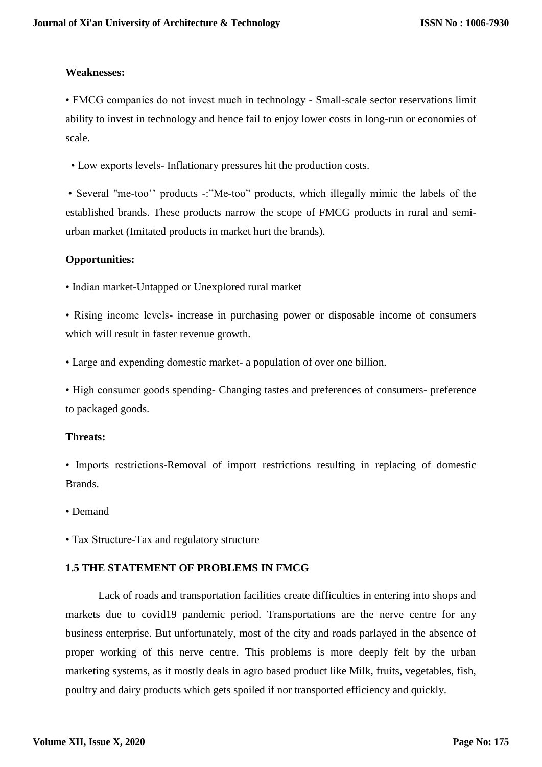**Weaknesses:**

• FMCG companies do not invest much in technology - Small-scale sector reservations limit ability to invest in technology and hence fail to enjoy lower costs in long-run or economies of scale.

• Low exports levels- Inflationary pressures hit the production costs.

• Several "me-too'' products -:"Me-too" products, which illegally mimic the labels of the established brands. These products narrow the scope of FMCG products in rural and semi-urban market (Imitated products in market hurt the brands).

**Opportunities:**

• Indian market-Untapped or Unexplored rural market

• Rising income levels- increase in purchasing power or disposable income of consumers which will result in faster revenue growth.

• Large and expending domestic market- a population of over one billion.

• High consumer goods spending- Changing tastes and preferences of consumers- preference to packaged goods.

**Threats:**

• Imports restrictions-Removal of import restrictions resulting in replacing of domestic Brands.

• Demand

• Tax Structure-Tax and regulatory structure

**1.5 THE STATEMENT OF PROBLEMS IN FMCG**

Lack of roads and transportation facilities create difficulties in entering into shops and markets due to covid19 pandemic period. Transportations are the nerve centre for any business enterprise. But unfortunately, most of the city and roads parlayed in the absence of proper working of this nerve centre. This problems is more deeply felt by the urban marketing systems, as it mostly deals in agro based product like Milk, fruits, vegetables, fish, poultry and dairy products which gets spoiled if nor transported efficiency and quickly.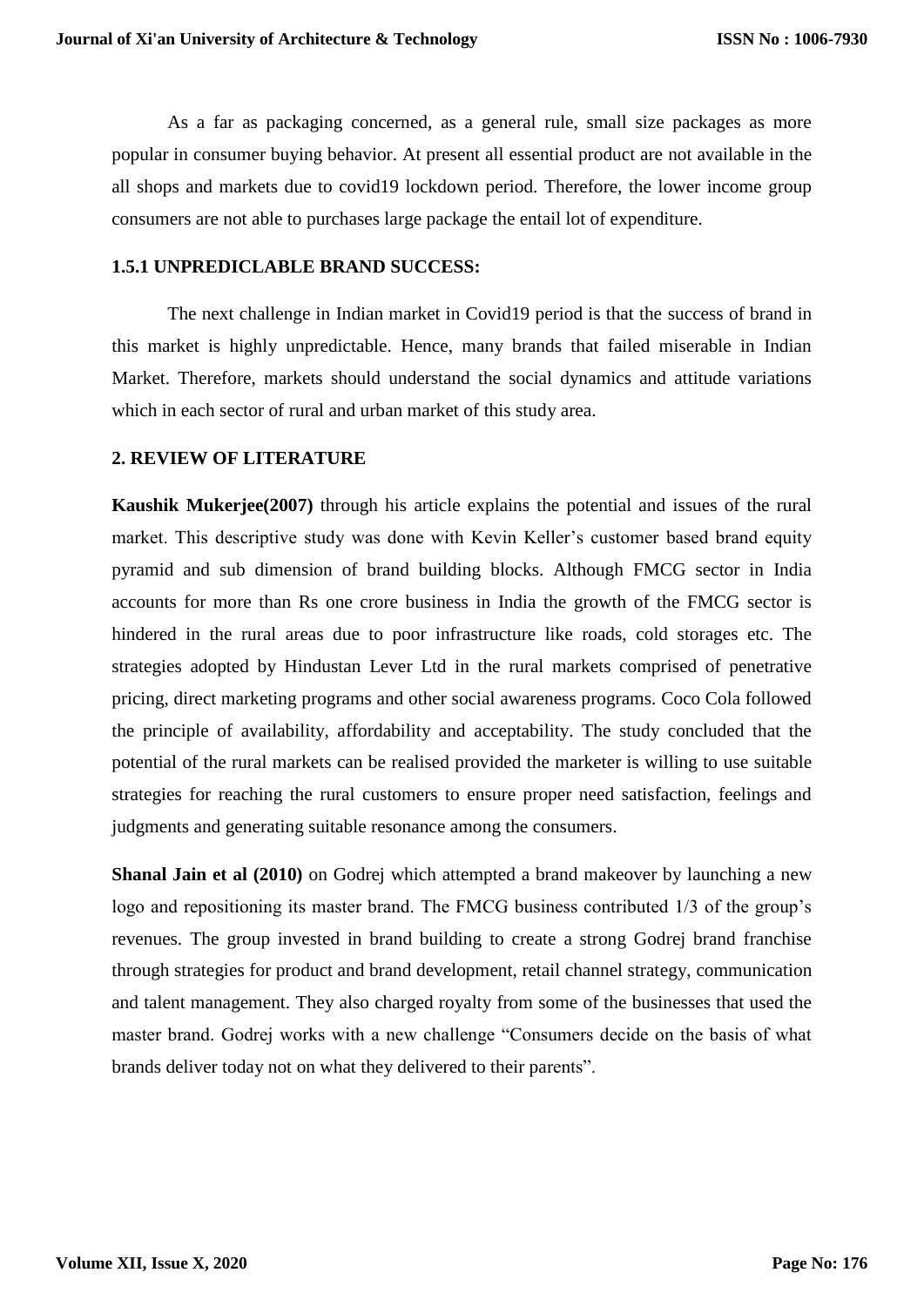As a far as packaging concerned, as a general rule, small size packages as more popular in consumer buying behavior. At present all essential product are not available in the all shops and markets due to covid19 lockdown period. Therefore, the lower income group consumers are not able to purchases large package the entail lot of expenditure.

### 1.5.1 UNPREDICLABLE BRAND SUCCESS:

The next challenge in Indian market in Covid19 period is that the success of brand in this market is highly unpredictable. Hence, many brands that failed miserable in Indian Market. Therefore, markets should understand the social dynamics and attitude variations which in each sector of rural and urban market of this study area.

## 2. REVIEW OF LITERATURE

**Kaushik Mukerjee(2007)** through his article explains the potential and issues of the rural market. This descriptive study was done with Kevin Keller's customer based brand equity pyramid and sub dimension of brand building blocks. Although FMCG sector in India accounts for more than Rs one crore business in India the growth of the FMCG sector is hindered in the rural areas due to poor infrastructure like roads, cold storages etc. The strategies adopted by Hindustan Lever Ltd in the rural markets comprised of penetrative pricing, direct marketing programs and other social awareness programs. Coco Cola followed the principle of availability, affordability and acceptability. The study concluded that the potential of the rural markets can be realised provided the marketer is willing to use suitable strategies for reaching the rural customers to ensure proper need satisfaction, feelings and judgments and generating suitable resonance among the consumers.

**Shanal Jain et al (2010)** on Godrej which attempted a brand makeover by launching a new logo and repositioning its master brand. The FMCG business contributed 1/3 of the group's revenues. The group invested in brand building to create a strong Godrej brand franchise through strategies for product and brand development, retail channel strategy, communication and talent management. They also charged royalty from some of the businesses that used the master brand. Godrej works with a new challenge "Consumers decide on the basis of what brands deliver today not on what they delivered to their parents".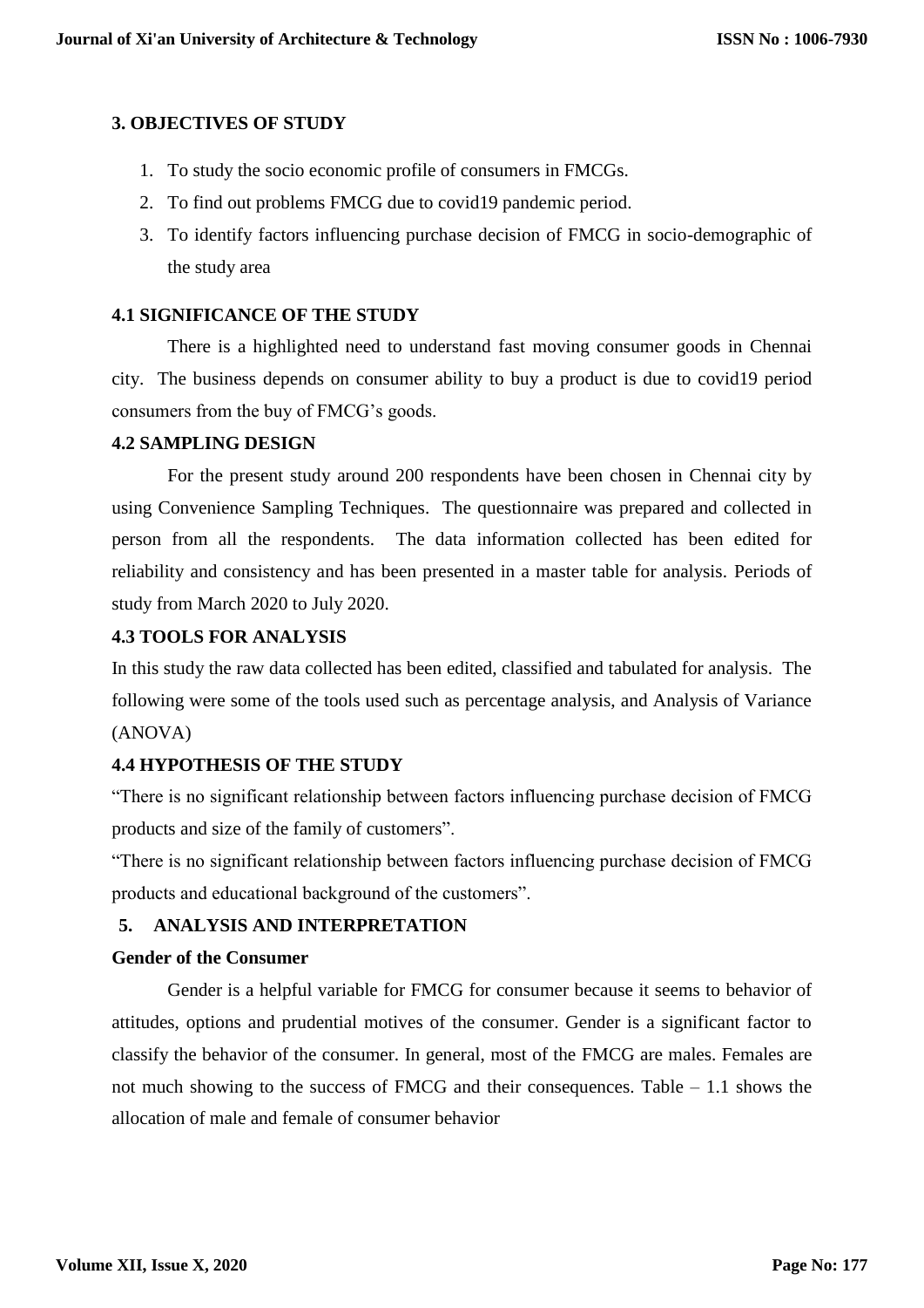## 3. OBJECTIVES OF STUDY

1. To study the socio economic profile of consumers in FMCGs.
2. To find out problems FMCG due to covid19 pandemic period.
3. To identify factors influencing purchase decision of FMCG in socio-demographic of the study area

### 4.1 SIGNIFICANCE OF THE STUDY

There is a highlighted need to understand fast moving consumer goods in Chennai city. The business depends on consumer ability to buy a product is due to covid19 period consumers from the buy of FMCG's goods.

### 4.2 SAMPLING DESIGN

For the present study around 200 respondents have been chosen in Chennai city by using Convenience Sampling Techniques. The questionnaire was prepared and collected in person from all the respondents. The data information collected has been edited for reliability and consistency and has been presented in a master table for analysis. Periods of study from March 2020 to July 2020.

### 4.3 TOOLS FOR ANALYSIS

In this study the raw data collected has been edited, classified and tabulated for analysis. The following were some of the tools used such as percentage analysis, and Analysis of Variance (ANOVA)

### 4.4 HYPOTHESIS OF THE STUDY

"There is no significant relationship between factors influencing purchase decision of FMCG products and size of the family of customers".

"There is no significant relationship between factors influencing purchase decision of FMCG products and educational background of the customers".

## 5. ANALYSIS AND INTERPRETATION

**Gender of the Consumer**

Gender is a helpful variable for FMCG for consumer because it seems to behavior of attitudes, options and prudential motives of the consumer. Gender is a significant factor to classify the behavior of the consumer. In general, most of the FMCG are males. Females are not much showing to the success of FMCG and their consequences. Table – 1.1 shows the allocation of male and female of consumer behavior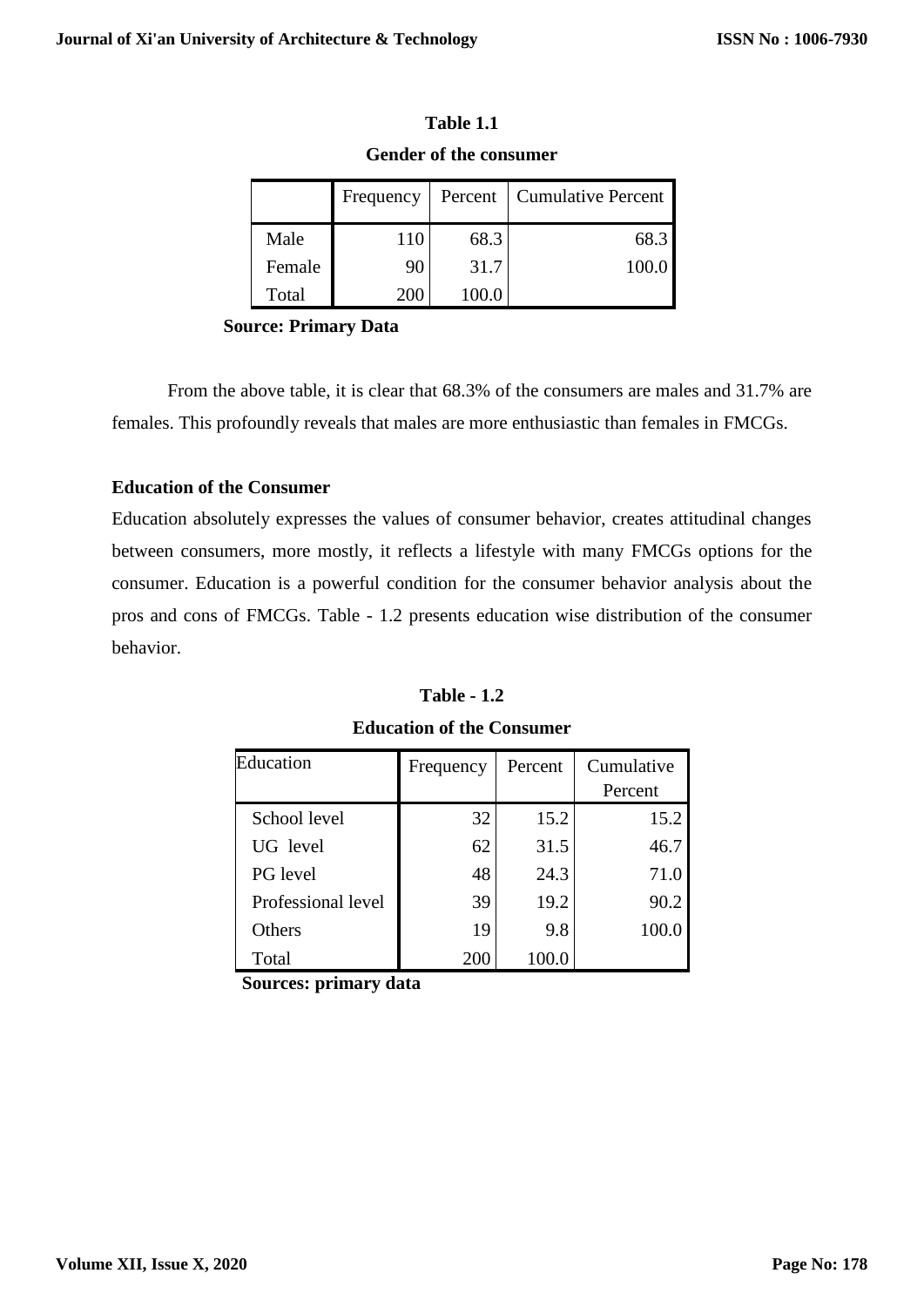**Table 1.1**

**Gender of the consumer**

| | Frequency | Percent | Cumulative Percent |
|---|---|---|---|
| Male | 110 | 68.3 | 68.3 |
| Female | 90 | 31.7 | 100.0 |
| Total | 200 | 100.0 | |

**Source: Primary Data**

From the above table, it is clear that 68.3% of the consumers are males and 31.7% are females. This profoundly reveals that males are more enthusiastic than females in FMCGs.

**Education of the Consumer**

Education absolutely expresses the values of consumer behavior, creates attitudinal changes between consumers, more mostly, it reflects a lifestyle with many FMCGs options for the consumer. Education is a powerful condition for the consumer behavior analysis about the pros and cons of FMCGs. Table - 1.2 presents education wise distribution of the consumer behavior.

**Table - 1.2**

**Education of the Consumer**

| Education | Frequency | Percent | Cumulative Percent |
|---|---|---|---|
| School level | 32 | 15.2 | 15.2 |
| UG level | 62 | 31.5 | 46.7 |
| PG level | 48 | 24.3 | 71.0 |
| Professional level | 39 | 19.2 | 90.2 |
| Others | 19 | 9.8 | 100.0 |
| Total | 200 | 100.0 | |

**Sources: primary data**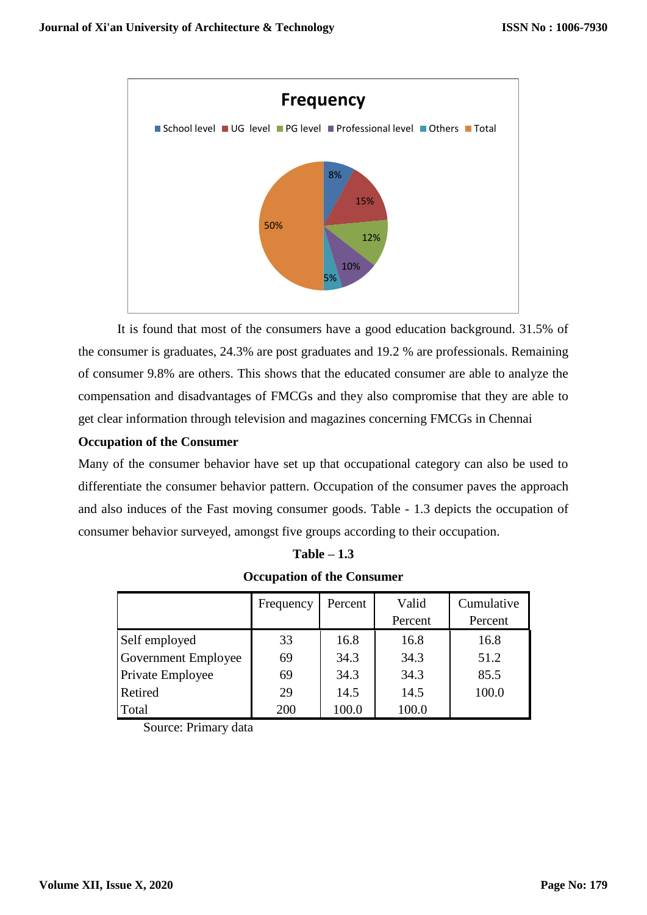Frequency

School level, UG level, PG level, Professional level, Others, Total

8%
15%
12%
10%
5%
50%

It is found that most of the consumers have a good education background. 31.5% of the consumer is graduates, 24.3% are post graduates and 19.2 % are professionals. Remaining of consumer 9.8% are others. This shows that the educated consumer are able to analyze the compensation and disadvantages of FMCGs and they also compromise that they are able to get clear information through television and magazines concerning FMCGs in Chennai

**Occupation of the Consumer**

Many of the consumer behavior have set up that occupational category can also be used to differentiate the consumer behavior pattern. Occupation of the consumer paves the approach and also induces of the Fast moving consumer goods. Table - 1.3 depicts the occupation of consumer behavior surveyed, amongst five groups according to their occupation.

**Table – 1.3**

**Occupation of the Consumer**

| | Frequency | Percent | Valid Percent | Cumulative Percent |
|---|---|---|---|---|
| Self employed | 33 | 16.8 | 16.8 | 16.8 |
| Government Employee | 69 | 34.3 | 34.3 | 51.2 |
| Private Employee | 69 | 34.3 | 34.3 | 85.5 |
| Retired | 29 | 14.5 | 14.5 | 100.0 |
| Total | 200 | 100.0 | 100.0 | |

Source: Primary data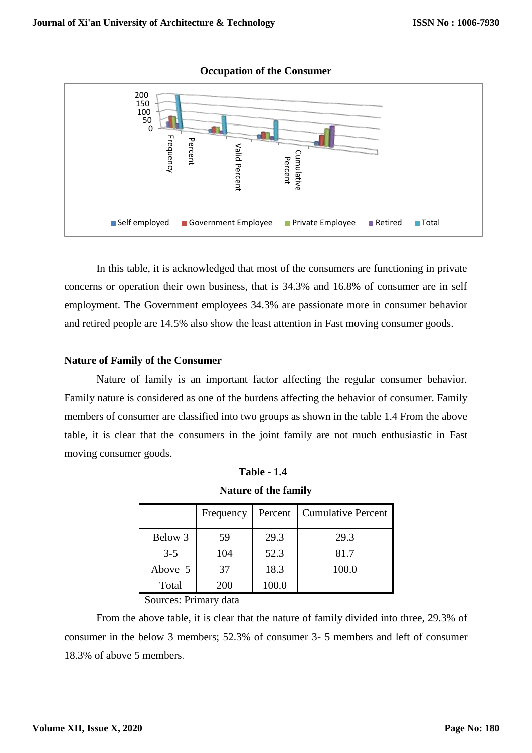**Occupation of the Consumer**

200
150
100
50
0

Frequency
Percent
Valid Percent
Cumulative Percent

Self employed
Government Employee
Private Employee
Retired
Total

In this table, it is acknowledged that most of the consumers are functioning in private concerns or operation their own business, that is 34.3% and 16.8% of consumer are in self employment. The Government employees 34.3% are passionate more in consumer behavior and retired people are 14.5% also show the least attention in Fast moving consumer goods.

### Nature of Family of the Consumer

Nature of family is an important factor affecting the regular consumer behavior. Family nature is considered as one of the burdens affecting the behavior of consumer. Family members of consumer are classified into two groups as shown in the table 1.4 From the above table, it is clear that the consumers in the joint family are not much enthusiastic in Fast moving consumer goods.

**Table - 1.4**

**Nature of the family**

| | Frequency | Percent | Cumulative Percent |
|---|---|---|---|
| Below 3 | 59 | 29.3 | 29.3 |
| 3-5 | 104 | 52.3 | 81.7 |
| Above 5 | 37 | 18.3 | 100.0 |
| Total | 200 | 100.0 | |

Sources: Primary data

From the above table, it is clear that the nature of family divided into three, 29.3% of consumer in the below 3 members; 52.3% of consumer 3- 5 members and left of consumer 18.3% of above 5 members.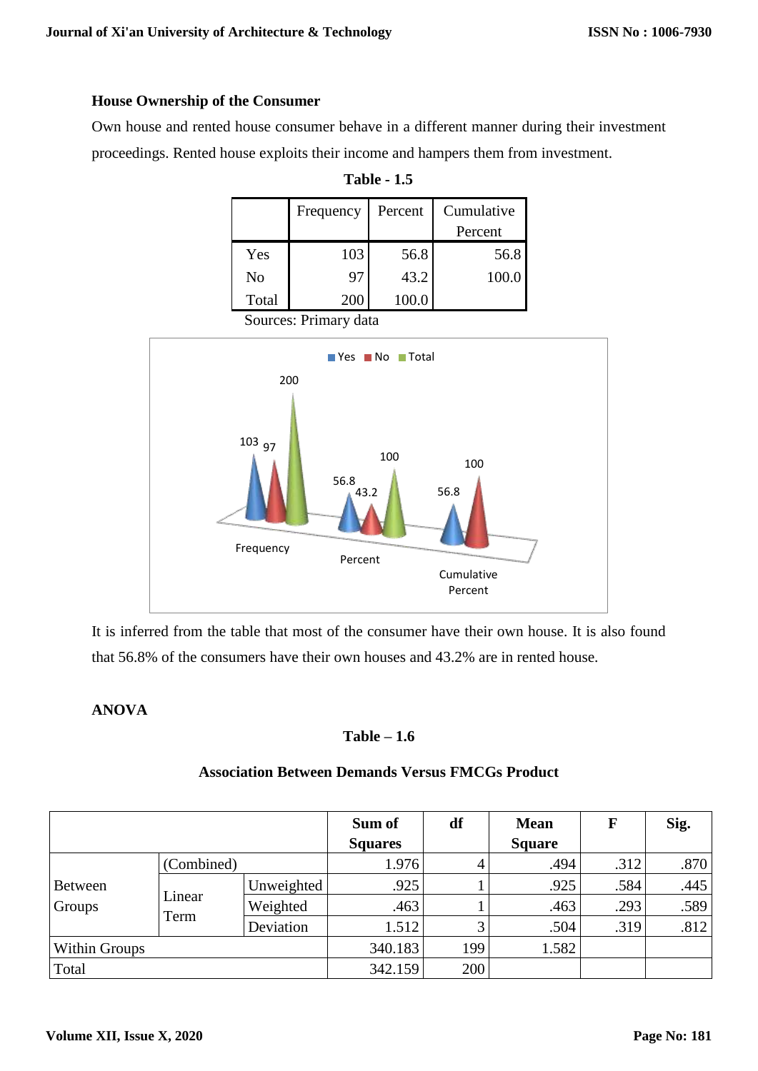**House Ownership of the Consumer**

Own house and rented house consumer behave in a different manner during their investment proceedings. Rented house exploits their income and hampers them from investment.

**Table - 1.5**

| | Frequency | Percent | Cumulative Percent |
|---|---|---|---|
| Yes | 103 | 56.8 | 56.8 |
| No | 97 | 43.2 | 100.0 |
| Total | 200 | 100.0 | |

Sources: Primary data

It is inferred from the table that most of the consumer have their own house. It is also found that 56.8% of the consumers have their own houses and 43.2% are in rented house.

**ANOVA**

**Table – 1.6**

**Association Between Demands Versus FMCGs Product**

| | | | Sum of Squares | df | Mean Square | F | Sig. |
|---|---|---|---|---|---|---|---|
| Between Groups | (Combined) | | 1.976 | 4 | .494 | .312 | .870 |
| | Linear Term | Unweighted | .925 | 1 | .925 | .584 | .445 |
| | | Weighted | .463 | 1 | .463 | .293 | .589 |
| | | Deviation | 1.512 | 3 | .504 | .319 | .812 |
| Within Groups | | | 340.183 | 199 | 1.582 | | |
| Total | | | 342.159 | 200 | | | |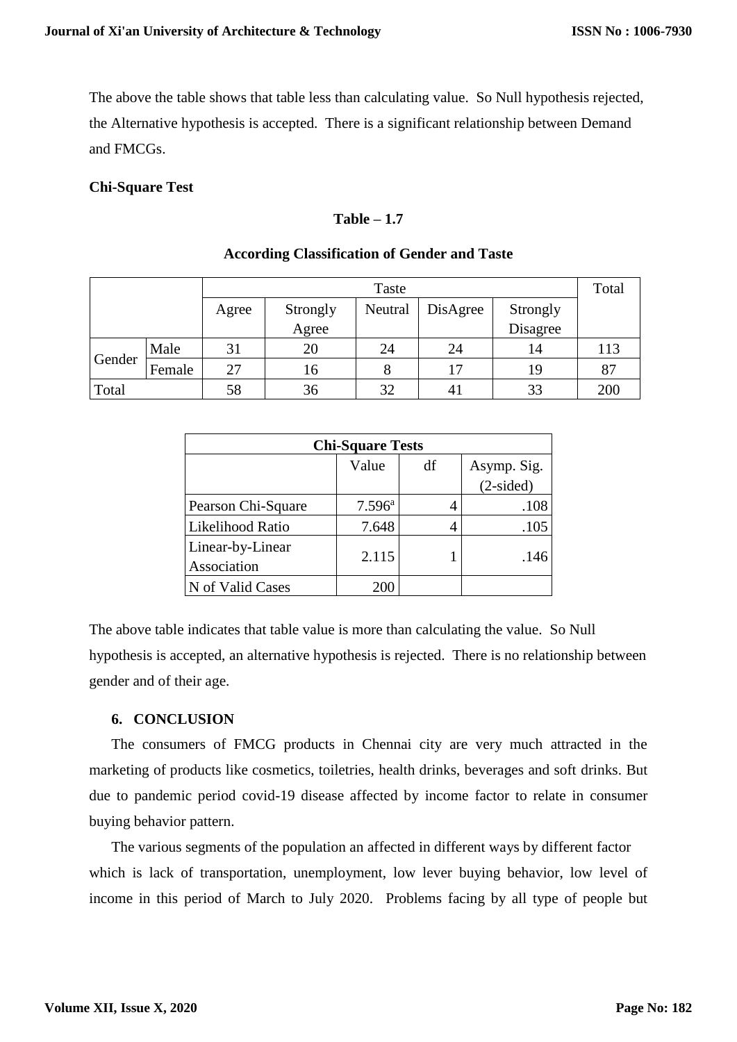The above the table shows that table less than calculating value. So Null hypothesis rejected, the Alternative hypothesis is accepted. There is a significant relationship between Demand and FMCGs.

**Chi-Square Test**

**Table – 1.7**

**According Classification of Gender and Taste**

| | | Taste | | | | | Total |
|---|---|---|---|---|---|---|---|
| | | Agree | Strongly Agree | Neutral | DisAgree | Strongly Disagree | |
| Gender | Male | 31 | 20 | 24 | 24 | 14 | 113 |
| | Female | 27 | 16 | 8 | 17 | 19 | 87 |
| Total | | 58 | 36 | 32 | 41 | 33 | 200 |

**Chi-Square Tests**

| | Value | df | Asymp. Sig. (2-sided) |
|---|---|---|---|
| Pearson Chi-Square | 7.596[a] | 4 | .108 |
| Likelihood Ratio | 7.648 | 4 | .105 |
| Linear-by-Linear Association | 2.115 | 1 | .146 |
| N of Valid Cases | 200 | | |

The above table indicates that table value is more than calculating the value. So Null hypothesis is accepted, an alternative hypothesis is rejected. There is no relationship between gender and of their age.

## 6. CONCLUSION

The consumers of FMCG products in Chennai city are very much attracted in the marketing of products like cosmetics, toiletries, health drinks, beverages and soft drinks. But due to pandemic period covid-19 disease affected by income factor to relate in consumer buying behavior pattern.

The various segments of the population an affected in different ways by different factor which is lack of transportation, unemployment, low lever buying behavior, low level of income in this period of March to July 2020. Problems facing by all type of people but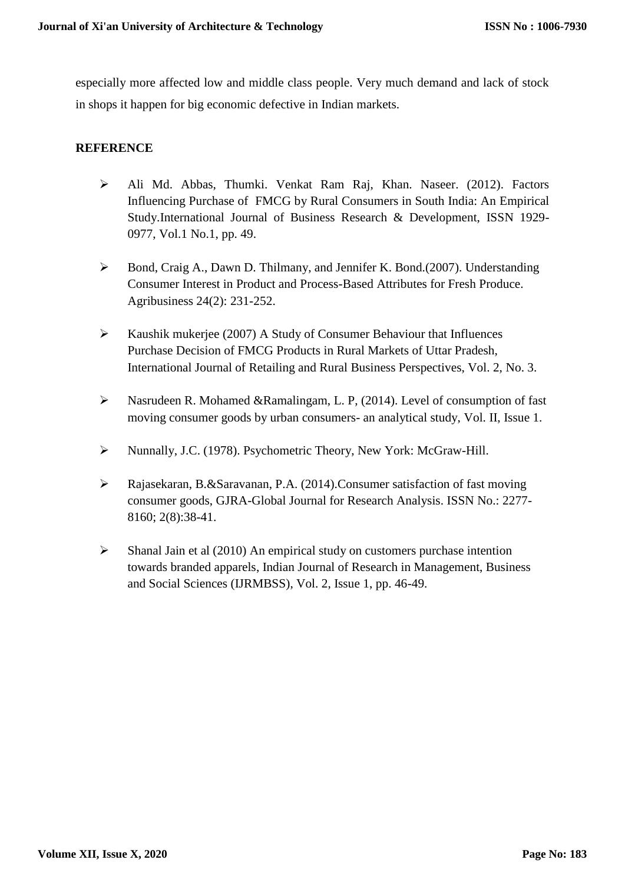especially more affected low and middle class people. Very much demand and lack of stock in shops it happen for big economic defective in Indian markets.

## REFERENCE

- Ali Md. Abbas, Thumki. Venkat Ram Raj, Khan. Naseer. (2012). Factors Influencing Purchase of FMCG by Rural Consumers in South India: An Empirical Study.International Journal of Business Research & Development, ISSN 1929-0977, Vol.1 No.1, pp. 49.

- Bond, Craig A., Dawn D. Thilmany, and Jennifer K. Bond.(2007). Understanding Consumer Interest in Product and Process-Based Attributes for Fresh Produce. Agribusiness 24(2): 231-252.

- Kaushik mukerjee (2007) A Study of Consumer Behaviour that Influences Purchase Decision of FMCG Products in Rural Markets of Uttar Pradesh, International Journal of Retailing and Rural Business Perspectives, Vol. 2, No. 3.

- Nasrudeen R. Mohamed &Ramalingam, L. P, (2014). Level of consumption of fast moving consumer goods by urban consumers- an analytical study, Vol. II, Issue 1.

- Nunnally, J.C. (1978). Psychometric Theory, New York: McGraw-Hill.

- Rajasekaran, B.&Saravanan, P.A. (2014).Consumer satisfaction of fast moving consumer goods, GJRA-Global Journal for Research Analysis. ISSN No.: 2277-8160; 2(8):38-41.

- Shanal Jain et al (2010) An empirical study on customers purchase intention towards branded apparels, Indian Journal of Research in Management, Business and Social Sciences (IJRMBSS), Vol. 2, Issue 1, pp. 46-49.